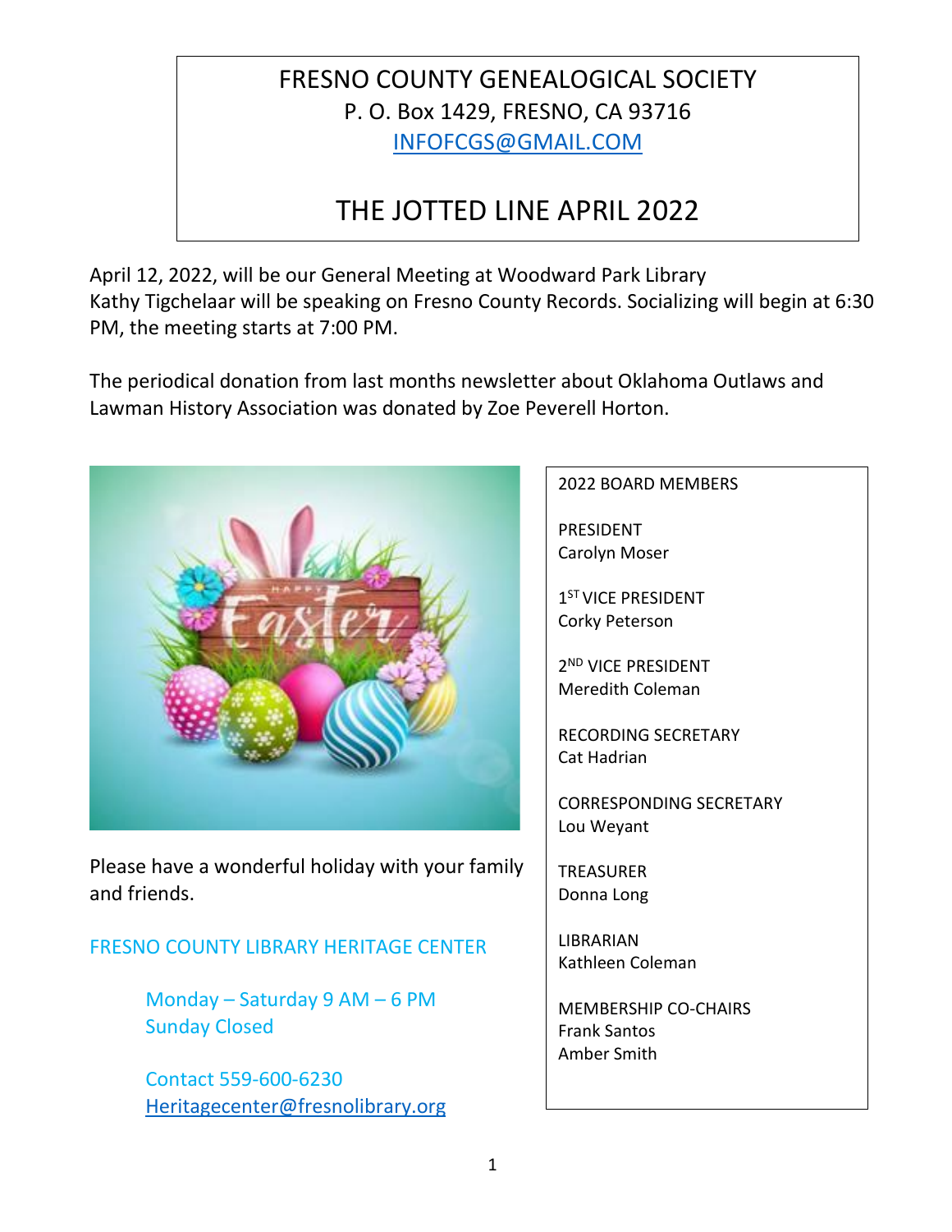# FRESNO COUNTY GENEALOGICAL SOCIETY

P. O. Box 1429, FRESNO, CA 93716

INFOFCGS@GMAIL.COM

# THE JOTTED LINE APRIL 2022

April 12, 2022, will be our General Meeting at Woodward Park Library Kathy Tigchelaar will be speaking on Fresno County Records. Socializing will begin at 6:30 PM, the meeting starts at 7:00 PM.

The periodical donation from last months newsletter about Oklahoma Outlaws and Lawman History Association was donated by Zoe Peverell Horton.

Please have a wonderful holiday with your family and friends.

**FRESNO COUNTY LIBRARY HERITAGE CENTER**

Monday – Saturday 9 AM – 6 PM
Sunday Closed

Contact 559-600-6230
Heritagecenter@fresnolibrary.org

**2022 BOARD MEMBERS**

PRESIDENT
Carolyn Moser

1ST VICE PRESIDENT
Corky Peterson

2ND VICE PRESIDENT
Meredith Coleman

RECORDING SECRETARY
Cat Hadrian

CORRESPONDING SECRETARY
Lou Weyant

TREASURER
Donna Long

LIBRARIAN
Kathleen Coleman

MEMBERSHIP CO-CHAIRS
Frank Santos
Amber Smith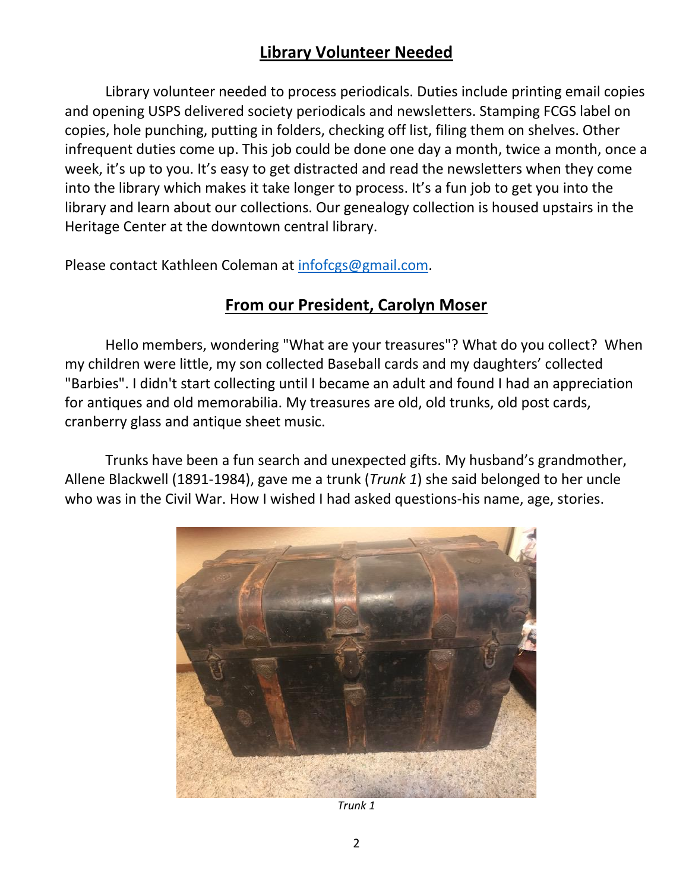## Library Volunteer Needed

Library volunteer needed to process periodicals. Duties include printing email copies and opening USPS delivered society periodicals and newsletters. Stamping FCGS label on copies, hole punching, putting in folders, checking off list, filing them on shelves. Other infrequent duties come up. This job could be done one day a month, twice a month, once a week, it's up to you. It's easy to get distracted and read the newsletters when they come into the library which makes it take longer to process. It's a fun job to get you into the library and learn about our collections. Our genealogy collection is housed upstairs in the Heritage Center at the downtown central library.

Please contact Kathleen Coleman at infofcgs@gmail.com.

## From our President, Carolyn Moser

Hello members, wondering "What are your treasures"? What do you collect? When my children were little, my son collected Baseball cards and my daughters' collected "Barbies". I didn't start collecting until I became an adult and found I had an appreciation for antiques and old memorabilia. My treasures are old, old trunks, old post cards, cranberry glass and antique sheet music.

Trunks have been a fun search and unexpected gifts. My husband's grandmother, Allene Blackwell (1891-1984), gave me a trunk (*Trunk 1*) she said belonged to her uncle who was in the Civil War. How I wished I had asked questions-his name, age, stories.

*Trunk 1*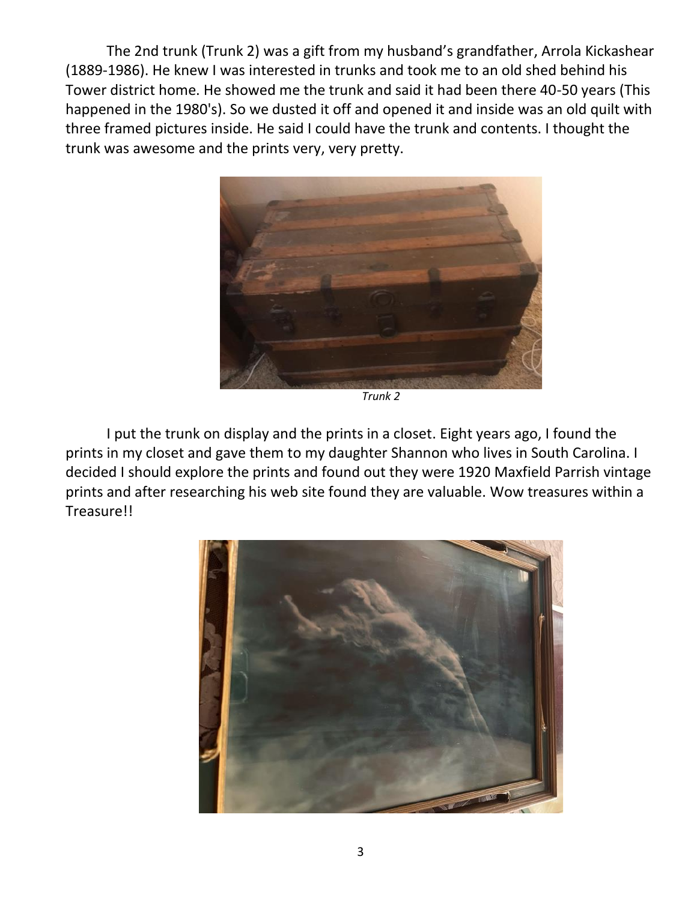The 2nd trunk (Trunk 2) was a gift from my husband's grandfather, Arrola Kickashear (1889-1986). He knew I was interested in trunks and took me to an old shed behind his Tower district home. He showed me the trunk and said it had been there 40-50 years (This happened in the 1980's). So we dusted it off and opened it and inside was an old quilt with three framed pictures inside. He said I could have the trunk and contents. I thought the trunk was awesome and the prints very, very pretty.

*Trunk 2*

I put the trunk on display and the prints in a closet. Eight years ago, I found the prints in my closet and gave them to my daughter Shannon who lives in South Carolina. I decided I should explore the prints and found out they were 1920 Maxfield Parrish vintage prints and after researching his web site found they are valuable. Wow treasures within a Treasure!!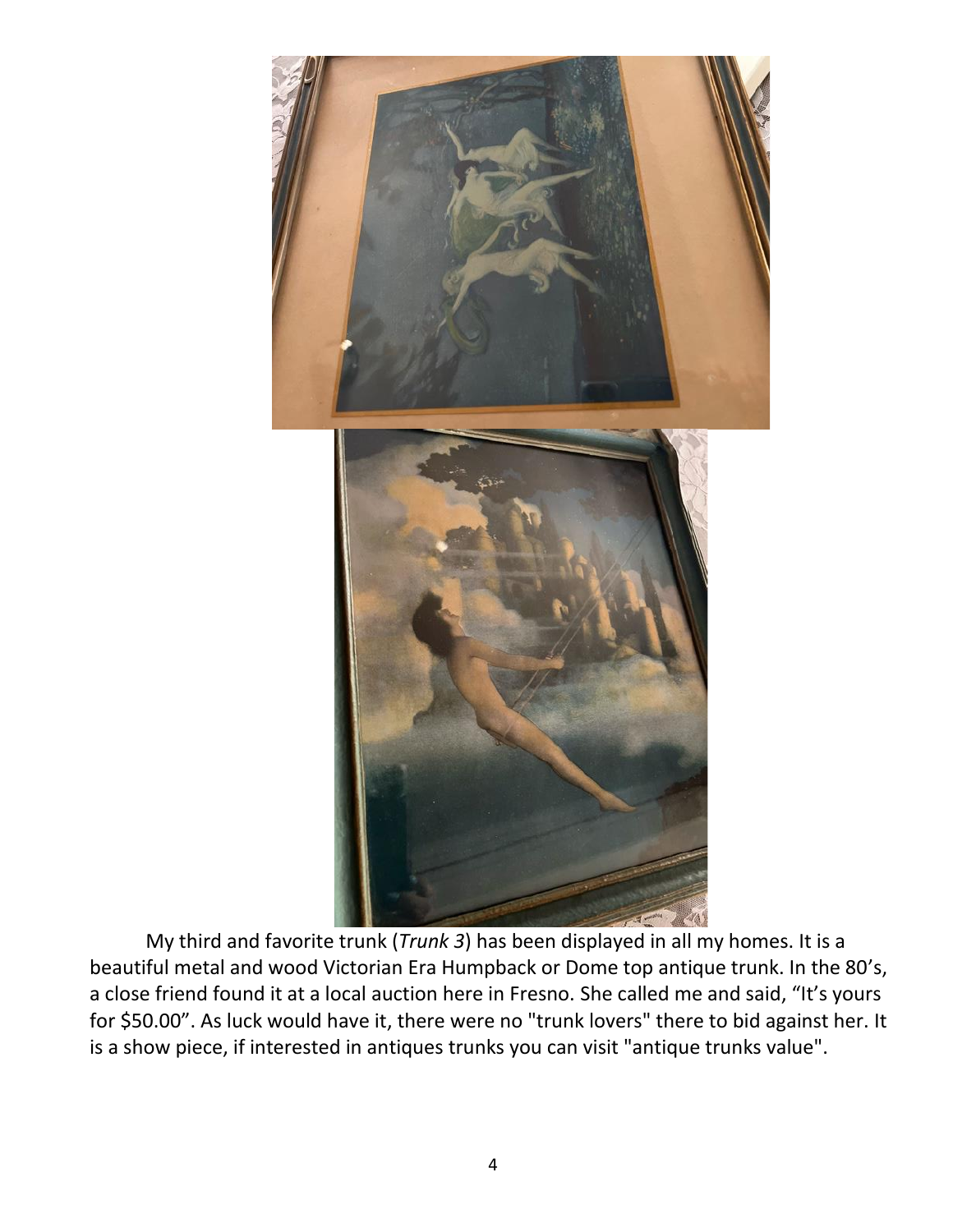My third and favorite trunk (*Trunk 3*) has been displayed in all my homes. It is a beautiful metal and wood Victorian Era Humpback or Dome top antique trunk. In the 80's, a close friend found it at a local auction here in Fresno. She called me and said, "It's yours for $50.00". As luck would have it, there were no "trunk lovers" there to bid against her. It is a show piece, if interested in antiques trunks you can visit "antique trunks value".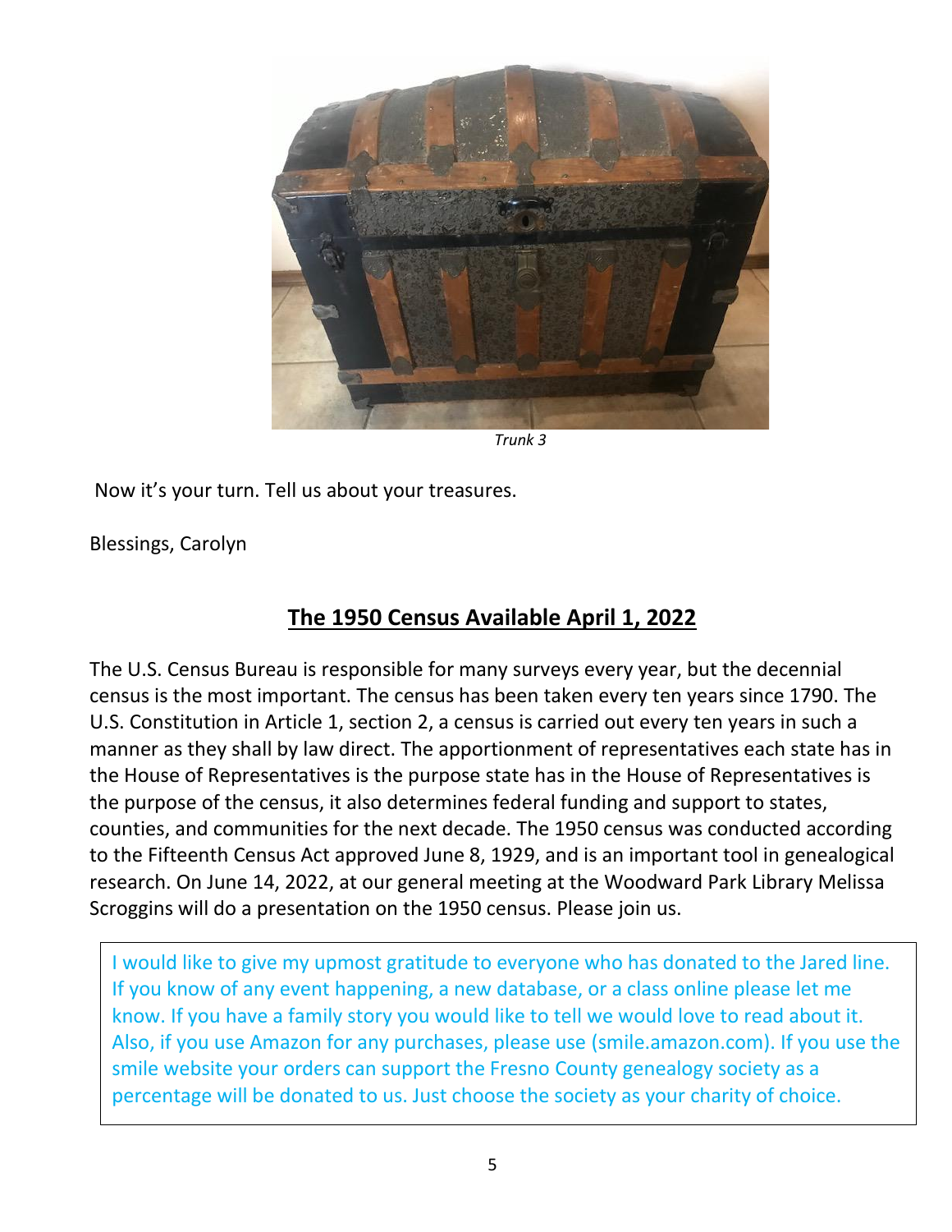*Trunk 3*

Now it's your turn. Tell us about your treasures.

Blessings, Carolyn

## The 1950 Census Available April 1, 2022

The U.S. Census Bureau is responsible for many surveys every year, but the decennial census is the most important. The census has been taken every ten years since 1790. The U.S. Constitution in Article 1, section 2, a census is carried out every ten years in such a manner as they shall by law direct. The apportionment of representatives each state has in the House of Representatives is the purpose state has in the House of Representatives is the purpose of the census, it also determines federal funding and support to states, counties, and communities for the next decade. The 1950 census was conducted according to the Fifteenth Census Act approved June 8, 1929, and is an important tool in genealogical research. On June 14, 2022, at our general meeting at the Woodward Park Library Melissa Scroggins will do a presentation on the 1950 census. Please join us.

I would like to give my upmost gratitude to everyone who has donated to the Jared line. If you know of any event happening, a new database, or a class online please let me know. If you have a family story you would like to tell we would love to read about it. Also, if you use Amazon for any purchases, please use (smile.amazon.com). If you use the smile website your orders can support the Fresno County genealogy society as a percentage will be donated to us. Just choose the society as your charity of choice.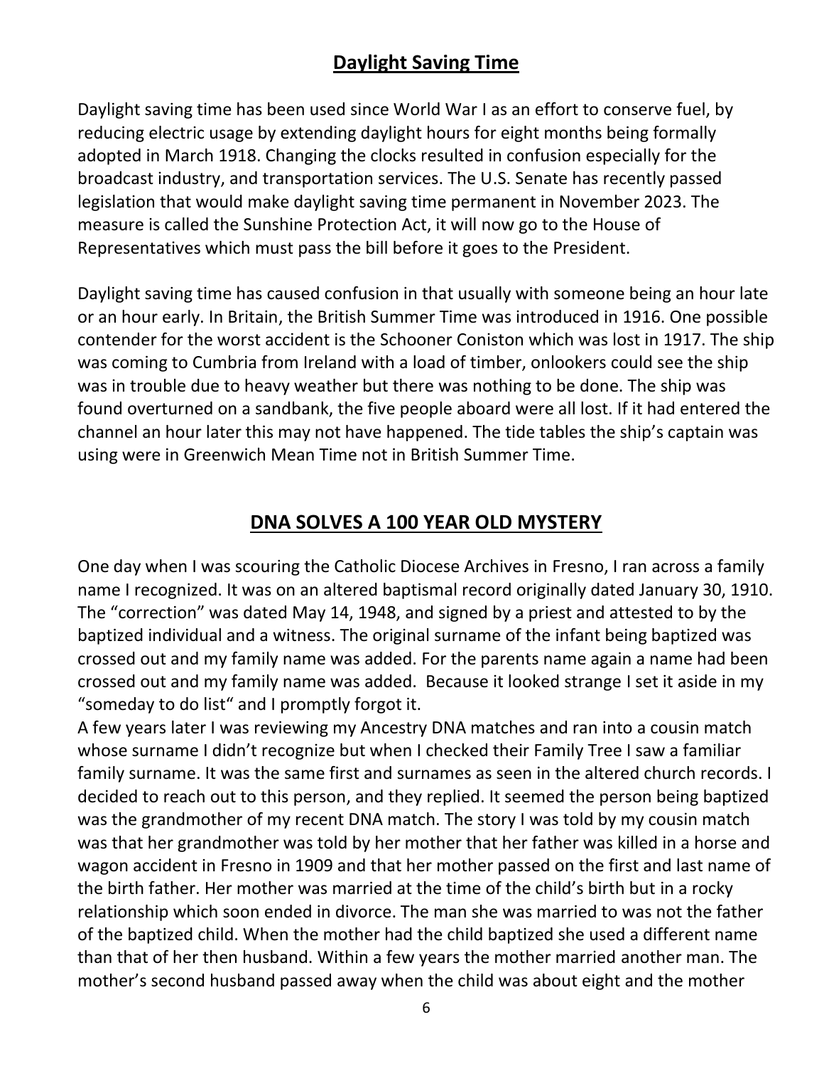## Daylight Saving Time

Daylight saving time has been used since World War I as an effort to conserve fuel, by reducing electric usage by extending daylight hours for eight months being formally adopted in March 1918. Changing the clocks resulted in confusion especially for the broadcast industry, and transportation services. The U.S. Senate has recently passed legislation that would make daylight saving time permanent in November 2023. The measure is called the Sunshine Protection Act, it will now go to the House of Representatives which must pass the bill before it goes to the President.

Daylight saving time has caused confusion in that usually with someone being an hour late or an hour early. In Britain, the British Summer Time was introduced in 1916. One possible contender for the worst accident is the Schooner Coniston which was lost in 1917. The ship was coming to Cumbria from Ireland with a load of timber, onlookers could see the ship was in trouble due to heavy weather but there was nothing to be done. The ship was found overturned on a sandbank, the five people aboard were all lost. If it had entered the channel an hour later this may not have happened. The tide tables the ship's captain was using were in Greenwich Mean Time not in British Summer Time.

## DNA SOLVES A 100 YEAR OLD MYSTERY

One day when I was scouring the Catholic Diocese Archives in Fresno, I ran across a family name I recognized. It was on an altered baptismal record originally dated January 30, 1910. The "correction" was dated May 14, 1948, and signed by a priest and attested to by the baptized individual and a witness. The original surname of the infant being baptized was crossed out and my family name was added. For the parents name again a name had been crossed out and my family name was added. Because it looked strange I set it aside in my "someday to do list" and I promptly forgot it.

A few years later I was reviewing my Ancestry DNA matches and ran into a cousin match whose surname I didn't recognize but when I checked their Family Tree I saw a familiar family surname. It was the same first and surnames as seen in the altered church records. I decided to reach out to this person, and they replied. It seemed the person being baptized was the grandmother of my recent DNA match. The story I was told by my cousin match was that her grandmother was told by her mother that her father was killed in a horse and wagon accident in Fresno in 1909 and that her mother passed on the first and last name of the birth father. Her mother was married at the time of the child's birth but in a rocky relationship which soon ended in divorce. The man she was married to was not the father of the baptized child. When the mother had the child baptized she used a different name than that of her then husband. Within a few years the mother married another man. The mother's second husband passed away when the child was about eight and the mother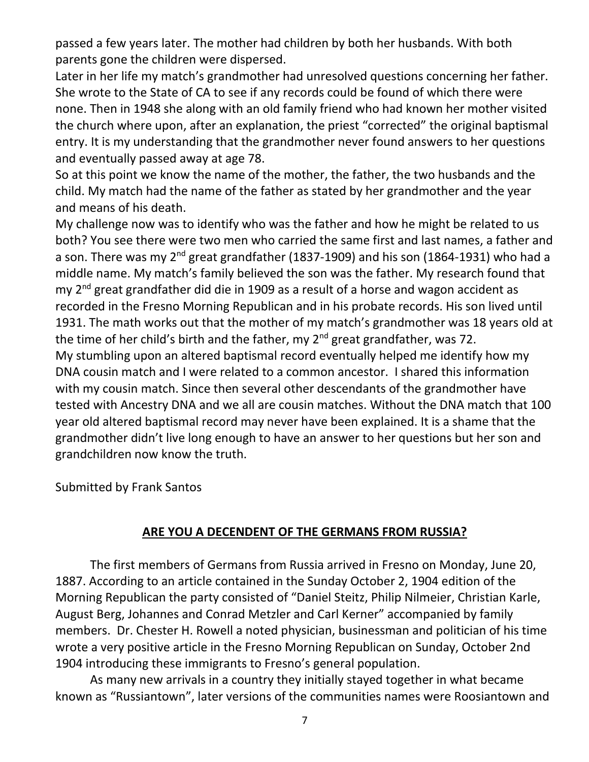passed a few years later. The mother had children by both her husbands. With both parents gone the children were dispersed.

Later in her life my match's grandmother had unresolved questions concerning her father. She wrote to the State of CA to see if any records could be found of which there were none. Then in 1948 she along with an old family friend who had known her mother visited the church where upon, after an explanation, the priest "corrected" the original baptismal entry. It is my understanding that the grandmother never found answers to her questions and eventually passed away at age 78.

So at this point we know the name of the mother, the father, the two husbands and the child. My match had the name of the father as stated by her grandmother and the year and means of his death.

My challenge now was to identify who was the father and how he might be related to us both? You see there were two men who carried the same first and last names, a father and a son. There was my 2nd great grandfather (1837-1909) and his son (1864-1931) who had a middle name. My match's family believed the son was the father. My research found that my 2nd great grandfather did die in 1909 as a result of a horse and wagon accident as recorded in the Fresno Morning Republican and in his probate records. His son lived until 1931. The math works out that the mother of my match's grandmother was 18 years old at the time of her child's birth and the father, my 2nd great grandfather, was 72.

My stumbling upon an altered baptismal record eventually helped me identify how my DNA cousin match and I were related to a common ancestor. I shared this information with my cousin match. Since then several other descendants of the grandmother have tested with Ancestry DNA and we all are cousin matches. Without the DNA match that 100 year old altered baptismal record may never have been explained. It is a shame that the grandmother didn't live long enough to have an answer to her questions but her son and grandchildren now know the truth.

Submitted by Frank Santos

## **ARE YOU A DECENDENT OF THE GERMANS FROM RUSSIA?**

The first members of Germans from Russia arrived in Fresno on Monday, June 20, 1887. According to an article contained in the Sunday October 2, 1904 edition of the Morning Republican the party consisted of "Daniel Steitz, Philip Nilmeier, Christian Karle, August Berg, Johannes and Conrad Metzler and Carl Kerner" accompanied by family members. Dr. Chester H. Rowell a noted physician, businessman and politician of his time wrote a very positive article in the Fresno Morning Republican on Sunday, October 2nd 1904 introducing these immigrants to Fresno's general population.

As many new arrivals in a country they initially stayed together in what became known as "Russiantown", later versions of the communities names were Roosiantown and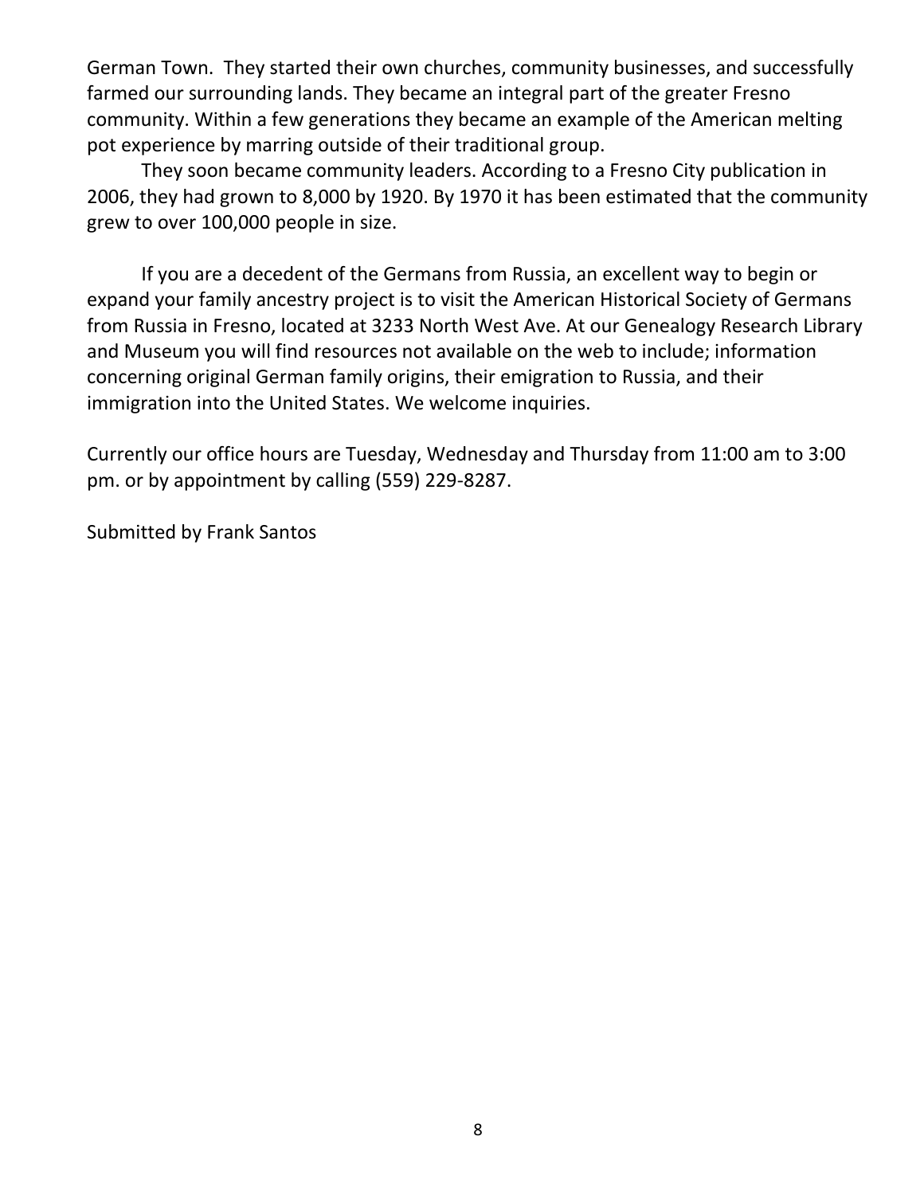German Town. They started their own churches, community businesses, and successfully farmed our surrounding lands. They became an integral part of the greater Fresno community. Within a few generations they became an example of the American melting pot experience by marring outside of their traditional group.

They soon became community leaders. According to a Fresno City publication in 2006, they had grown to 8,000 by 1920. By 1970 it has been estimated that the community grew to over 100,000 people in size.

If you are a decedent of the Germans from Russia, an excellent way to begin or expand your family ancestry project is to visit the American Historical Society of Germans from Russia in Fresno, located at 3233 North West Ave. At our Genealogy Research Library and Museum you will find resources not available on the web to include; information concerning original German family origins, their emigration to Russia, and their immigration into the United States. We welcome inquiries.

Currently our office hours are Tuesday, Wednesday and Thursday from 11:00 am to 3:00 pm. or by appointment by calling (559) 229-8287.

Submitted by Frank Santos